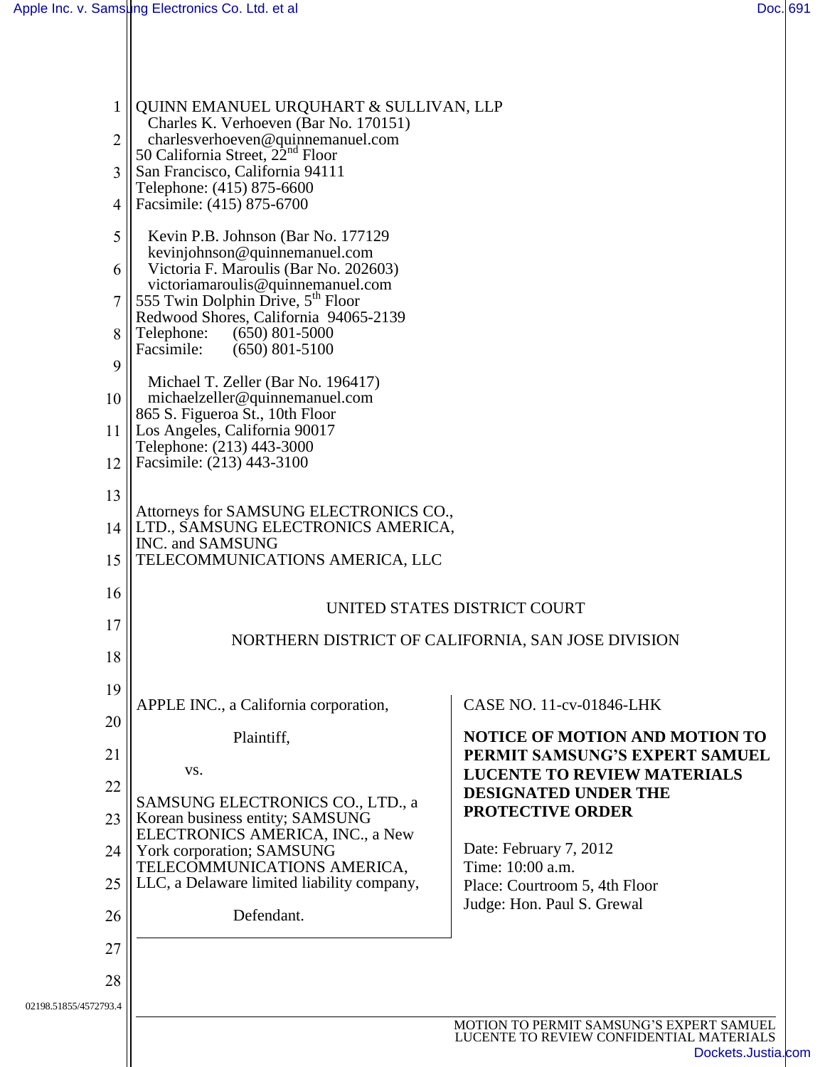QUINN EMANUEL URQUHART & SULLIVAN, LLP
Charles K. Verhoeven (Bar No. 170151)
charlesverhoeven@quinnemanuel.com
50 California Street, 22nd Floor
San Francisco, California 94111
Telephone: (415) 875-6600
Facsimile: (415) 875-6700

Kevin P.B. Johnson (Bar No. 177129)
kevinjohnson@quinnemanuel.com
Victoria F. Maroulis (Bar No. 202603)
victoriamaroulis@quinnemanuel.com
555 Twin Dolphin Drive, 5th Floor
Redwood Shores, California 94065-2139
Telephone: (650) 801-5000
Facsimile: (650) 801-5100

Michael T. Zeller (Bar No. 196417)
michaelzeller@quinnemanuel.com
865 S. Figueroa St., 10th Floor
Los Angeles, California 90017
Telephone: (213) 443-3000
Facsimile: (213) 443-3100

Attorneys for SAMSUNG ELECTRONICS CO., LTD., SAMSUNG ELECTRONICS AMERICA, INC. and SAMSUNG TELECOMMUNICATIONS AMERICA, LLC

UNITED STATES DISTRICT COURT

NORTHERN DISTRICT OF CALIFORNIA, SAN JOSE DIVISION

APPLE INC., a California corporation,

Plaintiff,

vs.

SAMSUNG ELECTRONICS CO., LTD., a Korean business entity; SAMSUNG ELECTRONICS AMERICA, INC., a New York corporation; SAMSUNG TELECOMMUNICATIONS AMERICA, LLC, a Delaware limited liability company,

Defendant.

CASE NO. 11-cv-01846-LHK

**NOTICE OF MOTION AND MOTION TO PERMIT SAMSUNG'S EXPERT SAMUEL LUCENTE TO REVIEW MATERIALS DESIGNATED UNDER THE PROTECTIVE ORDER**

Date: February 7, 2012
Time: 10:00 a.m.
Place: Courtroom 5, 4th Floor
Judge: Hon. Paul S. Grewal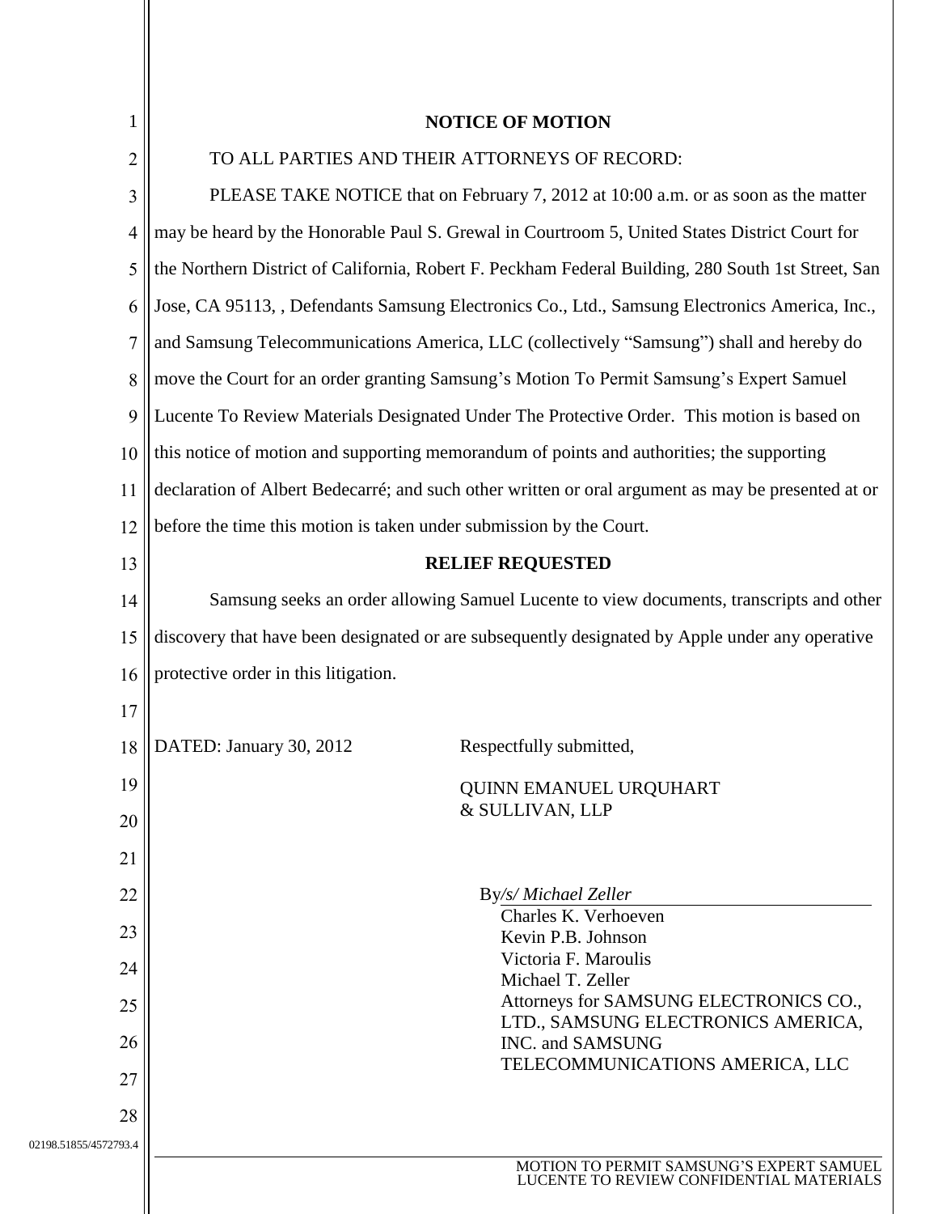## NOTICE OF MOTION

TO ALL PARTIES AND THEIR ATTORNEYS OF RECORD:

PLEASE TAKE NOTICE that on February 7, 2012 at 10:00 a.m. or as soon as the matter may be heard by the Honorable Paul S. Grewal in Courtroom 5, United States District Court for the Northern District of California, Robert F. Peckham Federal Building, 280 South 1st Street, San Jose, CA 95113, , Defendants Samsung Electronics Co., Ltd., Samsung Electronics America, Inc., and Samsung Telecommunications America, LLC (collectively "Samsung") shall and hereby do move the Court for an order granting Samsung's Motion To Permit Samsung's Expert Samuel Lucente To Review Materials Designated Under The Protective Order. This motion is based on this notice of motion and supporting memorandum of points and authorities; the supporting declaration of Albert Bedecarré; and such other written or oral argument as may be presented at or before the time this motion is taken under submission by the Court.

## RELIEF REQUESTED

Samsung seeks an order allowing Samuel Lucente to view documents, transcripts and other discovery that have been designated or are subsequently designated by Apple under any operative protective order in this litigation.

DATED: January 30, 2012

Respectfully submitted,

QUINN EMANUEL URQUHART & SULLIVAN, LLP

By */s/ Michael Zeller*
Charles K. Verhoeven
Kevin P.B. Johnson
Victoria F. Maroulis
Michael T. Zeller
Attorneys for SAMSUNG ELECTRONICS CO., LTD., SAMSUNG ELECTRONICS AMERICA, INC. and SAMSUNG TELECOMMUNICATIONS AMERICA, LLC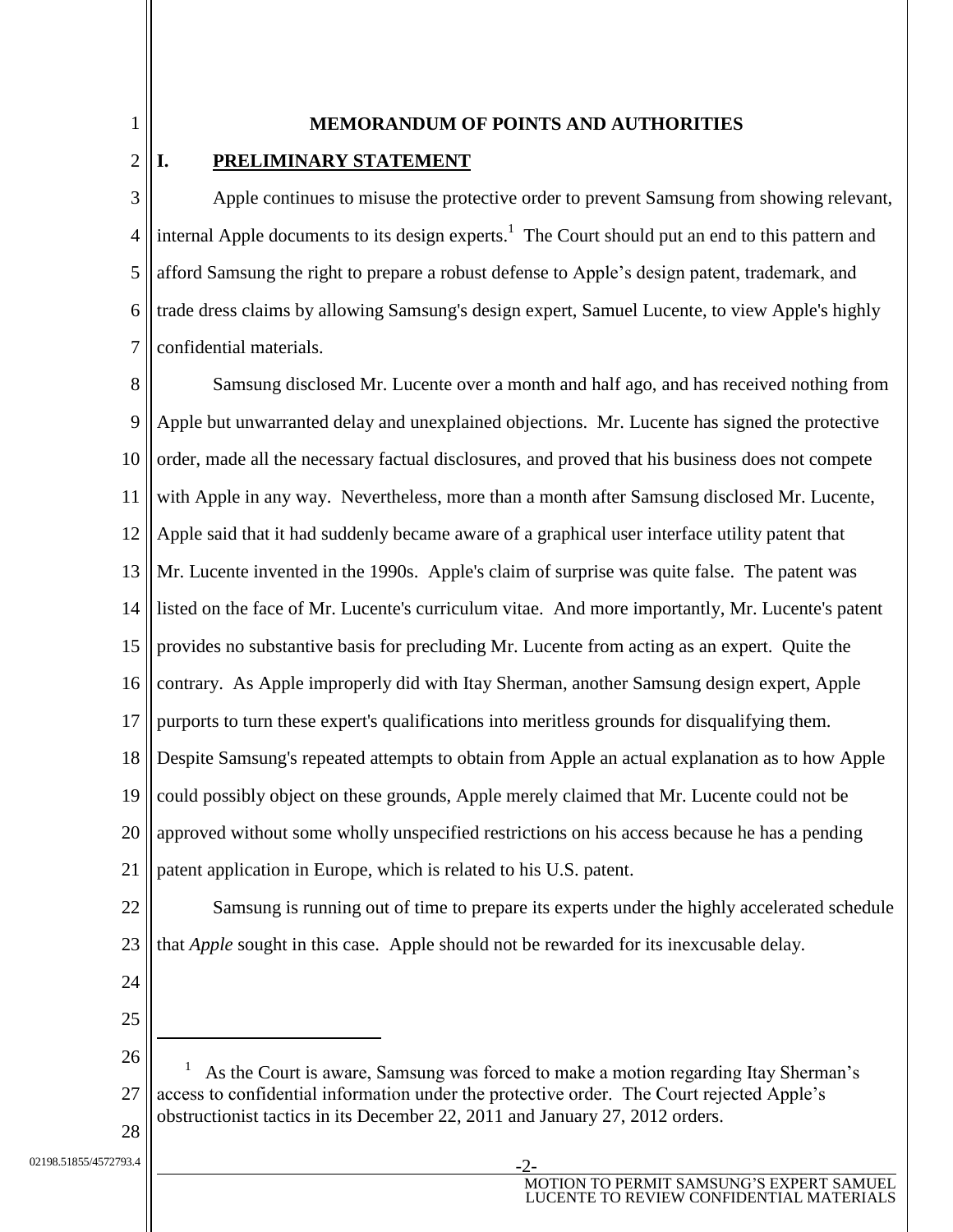## MEMORANDUM OF POINTS AND AUTHORITIES

### I. PRELIMINARY STATEMENT

Apple continues to misuse the protective order to prevent Samsung from showing relevant, internal Apple documents to its design experts.[1] The Court should put an end to this pattern and afford Samsung the right to prepare a robust defense to Apple's design patent, trademark, and trade dress claims by allowing Samsung's design expert, Samuel Lucente, to view Apple's highly confidential materials.

Samsung disclosed Mr. Lucente over a month and half ago, and has received nothing from Apple but unwarranted delay and unexplained objections. Mr. Lucente has signed the protective order, made all the necessary factual disclosures, and proved that his business does not compete with Apple in any way. Nevertheless, more than a month after Samsung disclosed Mr. Lucente, Apple said that it had suddenly became aware of a graphical user interface utility patent that Mr. Lucente invented in the 1990s. Apple's claim of surprise was quite false. The patent was listed on the face of Mr. Lucente's curriculum vitae. And more importantly, Mr. Lucente's patent provides no substantive basis for precluding Mr. Lucente from acting as an expert. Quite the contrary. As Apple improperly did with Itay Sherman, another Samsung design expert, Apple purports to turn these expert's qualifications into meritless grounds for disqualifying them. Despite Samsung's repeated attempts to obtain from Apple an actual explanation as to how Apple could possibly object on these grounds, Apple merely claimed that Mr. Lucente could not be approved without some wholly unspecified restrictions on his access because he has a pending patent application in Europe, which is related to his U.S. patent.

Samsung is running out of time to prepare its experts under the highly accelerated schedule that *Apple* sought in this case. Apple should not be rewarded for its inexcusable delay.

---

[1] As the Court is aware, Samsung was forced to make a motion regarding Itay Sherman's access to confidential information under the protective order. The Court rejected Apple's obstructionist tactics in its December 22, 2011 and January 27, 2012 orders.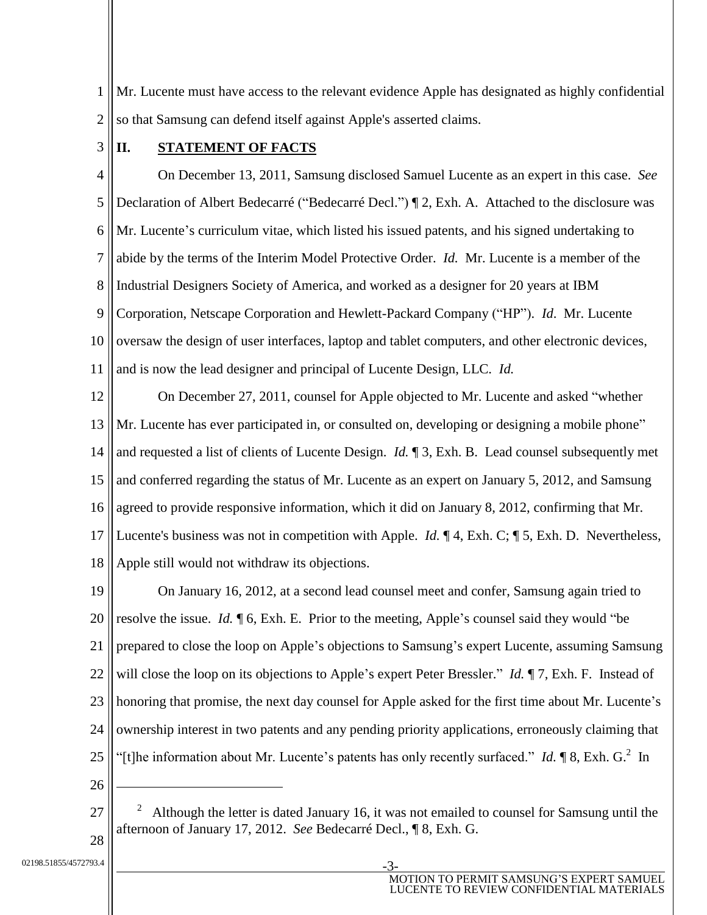Mr. Lucente must have access to the relevant evidence Apple has designated as highly confidential so that Samsung can defend itself against Apple's asserted claims.

## II. STATEMENT OF FACTS

On December 13, 2011, Samsung disclosed Samuel Lucente as an expert in this case. *See* Declaration of Albert Bedecarré ("Bedecarré Decl.") ¶ 2, Exh. A. Attached to the disclosure was Mr. Lucente's curriculum vitae, which listed his issued patents, and his signed undertaking to abide by the terms of the Interim Model Protective Order. *Id.* Mr. Lucente is a member of the Industrial Designers Society of America, and worked as a designer for 20 years at IBM Corporation, Netscape Corporation and Hewlett-Packard Company ("HP"). *Id*. Mr. Lucente oversaw the design of user interfaces, laptop and tablet computers, and other electronic devices, and is now the lead designer and principal of Lucente Design, LLC. *Id.*

On December 27, 2011, counsel for Apple objected to Mr. Lucente and asked "whether Mr. Lucente has ever participated in, or consulted on, developing or designing a mobile phone" and requested a list of clients of Lucente Design. *Id.* ¶ 3, Exh. B. Lead counsel subsequently met and conferred regarding the status of Mr. Lucente as an expert on January 5, 2012, and Samsung agreed to provide responsive information, which it did on January 8, 2012, confirming that Mr. Lucente's business was not in competition with Apple. *Id.* ¶ 4, Exh. C; ¶ 5, Exh. D. Nevertheless, Apple still would not withdraw its objections.

On January 16, 2012, at a second lead counsel meet and confer, Samsung again tried to resolve the issue. *Id.* ¶ 6, Exh. E. Prior to the meeting, Apple's counsel said they would "be prepared to close the loop on Apple's objections to Samsung's expert Lucente, assuming Samsung will close the loop on its objections to Apple's expert Peter Bressler." *Id.* ¶ 7, Exh. F. Instead of honoring that promise, the next day counsel for Apple asked for the first time about Mr. Lucente's ownership interest in two patents and any pending priority applications, erroneously claiming that "[t]he information about Mr. Lucente's patents has only recently surfaced." *Id.* ¶ 8, Exh. G.[2] In

---

[2] Although the letter is dated January 16, it was not emailed to counsel for Samsung until the afternoon of January 17, 2012. *See* Bedecarré Decl., ¶ 8, Exh. G.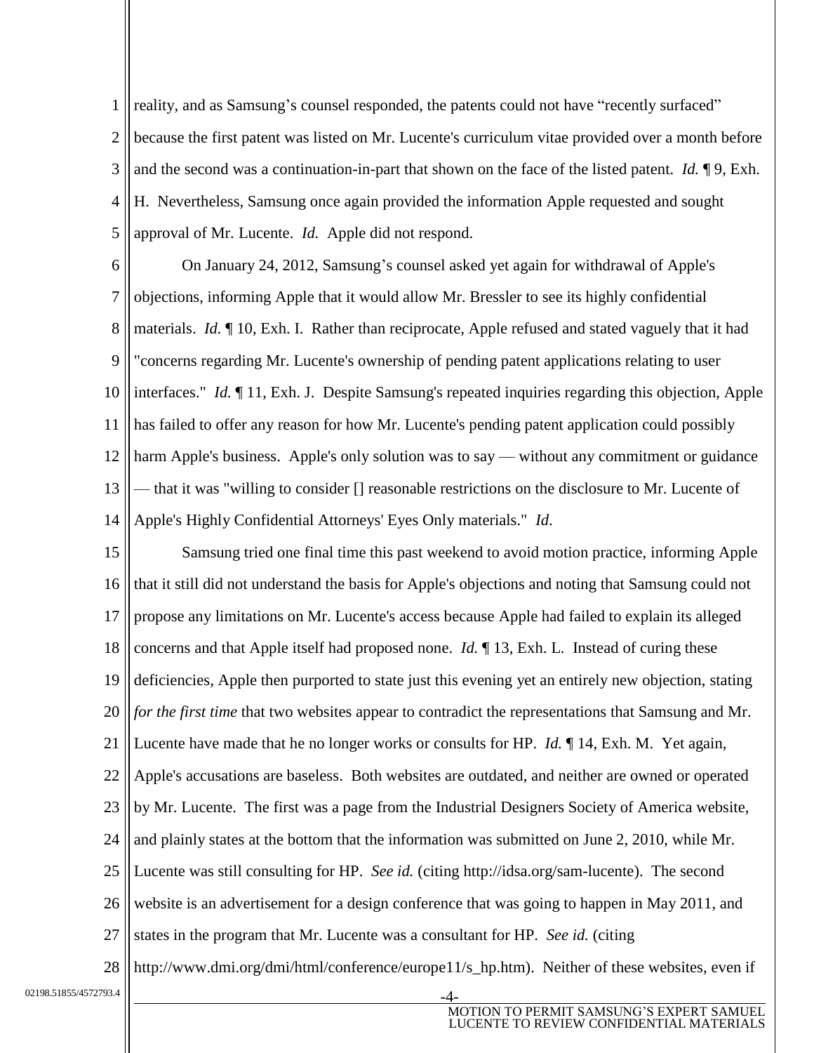reality, and as Samsung's counsel responded, the patents could not have "recently surfaced" because the first patent was listed on Mr. Lucente's curriculum vitae provided over a month before and the second was a continuation-in-part that shown on the face of the listed patent. *Id.* ¶ 9, Exh. H. Nevertheless, Samsung once again provided the information Apple requested and sought approval of Mr. Lucente. *Id.* Apple did not respond.

On January 24, 2012, Samsung's counsel asked yet again for withdrawal of Apple's objections, informing Apple that it would allow Mr. Bressler to see its highly confidential materials. *Id.* ¶ 10, Exh. I. Rather than reciprocate, Apple refused and stated vaguely that it had "concerns regarding Mr. Lucente's ownership of pending patent applications relating to user interfaces." *Id.* ¶ 11, Exh. J. Despite Samsung's repeated inquiries regarding this objection, Apple has failed to offer any reason for how Mr. Lucente's pending patent application could possibly harm Apple's business. Apple's only solution was to say — without any commitment or guidance — that it was "willing to consider [] reasonable restrictions on the disclosure to Mr. Lucente of Apple's Highly Confidential Attorneys' Eyes Only materials." *Id.*

Samsung tried one final time this past weekend to avoid motion practice, informing Apple that it still did not understand the basis for Apple's objections and noting that Samsung could not propose any limitations on Mr. Lucente's access because Apple had failed to explain its alleged concerns and that Apple itself had proposed none. *Id.* ¶ 13, Exh. L. Instead of curing these deficiencies, Apple then purported to state just this evening yet an entirely new objection, stating *for the first time* that two websites appear to contradict the representations that Samsung and Mr. Lucente have made that he no longer works or consults for HP. *Id.* ¶ 14, Exh. M. Yet again, Apple's accusations are baseless. Both websites are outdated, and neither are owned or operated by Mr. Lucente. The first was a page from the Industrial Designers Society of America website, and plainly states at the bottom that the information was submitted on June 2, 2010, while Mr. Lucente was still consulting for HP. *See id.* (citing http://idsa.org/sam-lucente). The second website is an advertisement for a design conference that was going to happen in May 2011, and states in the program that Mr. Lucente was a consultant for HP. *See id.* (citing http://www.dmi.org/dmi/html/conference/europe11/s_hp.htm). Neither of these websites, even if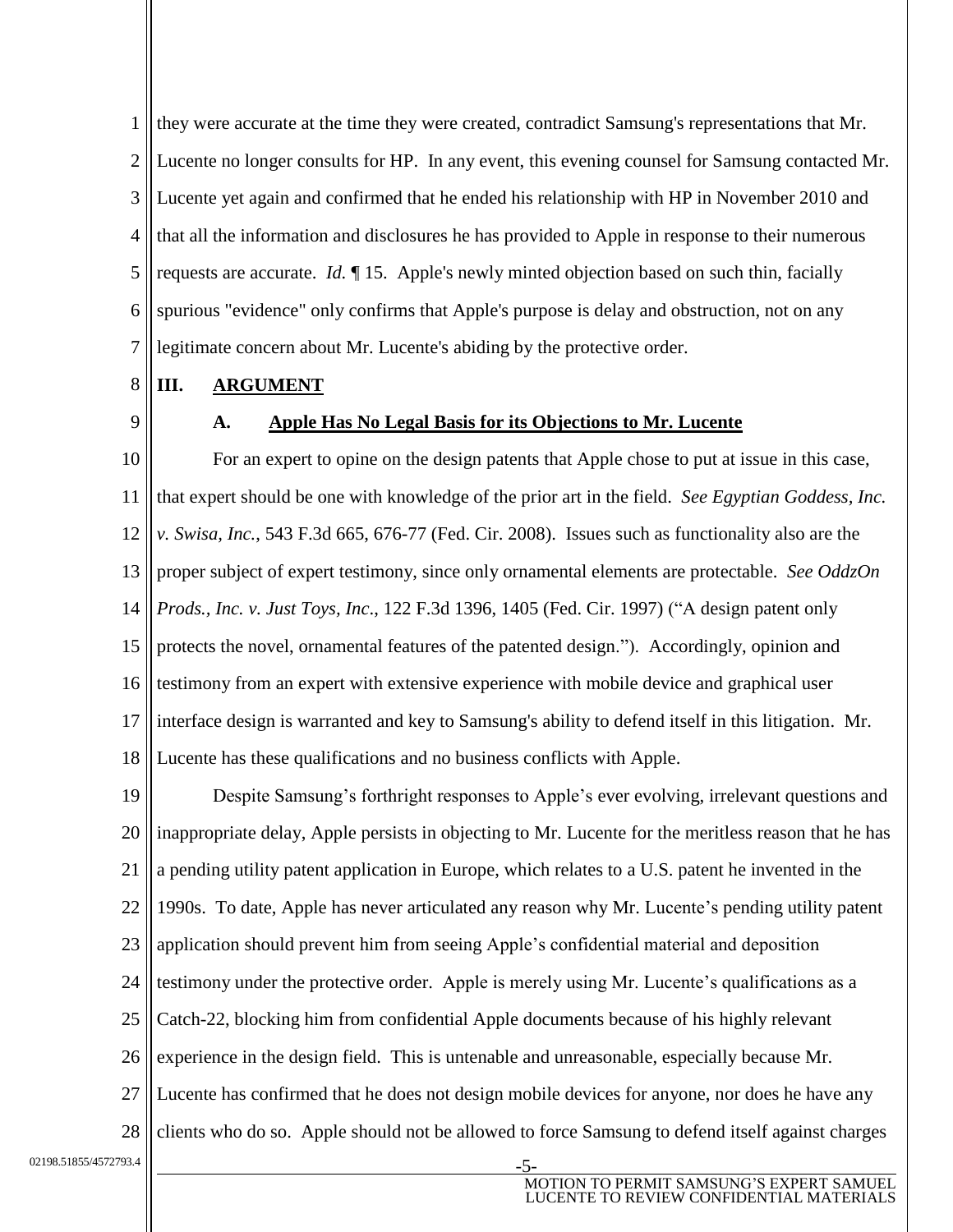they were accurate at the time they were created, contradict Samsung's representations that Mr. Lucente no longer consults for HP. In any event, this evening counsel for Samsung contacted Mr. Lucente yet again and confirmed that he ended his relationship with HP in November 2010 and that all the information and disclosures he has provided to Apple in response to their numerous requests are accurate. *Id.* ¶ 15. Apple's newly minted objection based on such thin, facially spurious "evidence" only confirms that Apple's purpose is delay and obstruction, not on any legitimate concern about Mr. Lucente's abiding by the protective order.

## III. ARGUMENT

### A. Apple Has No Legal Basis for its Objections to Mr. Lucente

For an expert to opine on the design patents that Apple chose to put at issue in this case, that expert should be one with knowledge of the prior art in the field. *See Egyptian Goddess, Inc. v. Swisa, Inc.*, 543 F.3d 665, 676-77 (Fed. Cir. 2008). Issues such as functionality also are the proper subject of expert testimony, since only ornamental elements are protectable. *See OddzOn Prods., Inc. v. Just Toys, Inc*., 122 F.3d 1396, 1405 (Fed. Cir. 1997) ("A design patent only protects the novel, ornamental features of the patented design."). Accordingly, opinion and testimony from an expert with extensive experience with mobile device and graphical user interface design is warranted and key to Samsung's ability to defend itself in this litigation. Mr. Lucente has these qualifications and no business conflicts with Apple.

Despite Samsung's forthright responses to Apple's ever evolving, irrelevant questions and inappropriate delay, Apple persists in objecting to Mr. Lucente for the meritless reason that he has a pending utility patent application in Europe, which relates to a U.S. patent he invented in the 1990s. To date, Apple has never articulated any reason why Mr. Lucente's pending utility patent application should prevent him from seeing Apple's confidential material and deposition testimony under the protective order. Apple is merely using Mr. Lucente's qualifications as a Catch-22, blocking him from confidential Apple documents because of his highly relevant experience in the design field. This is untenable and unreasonable, especially because Mr. Lucente has confirmed that he does not design mobile devices for anyone, nor does he have any clients who do so. Apple should not be allowed to force Samsung to defend itself against charges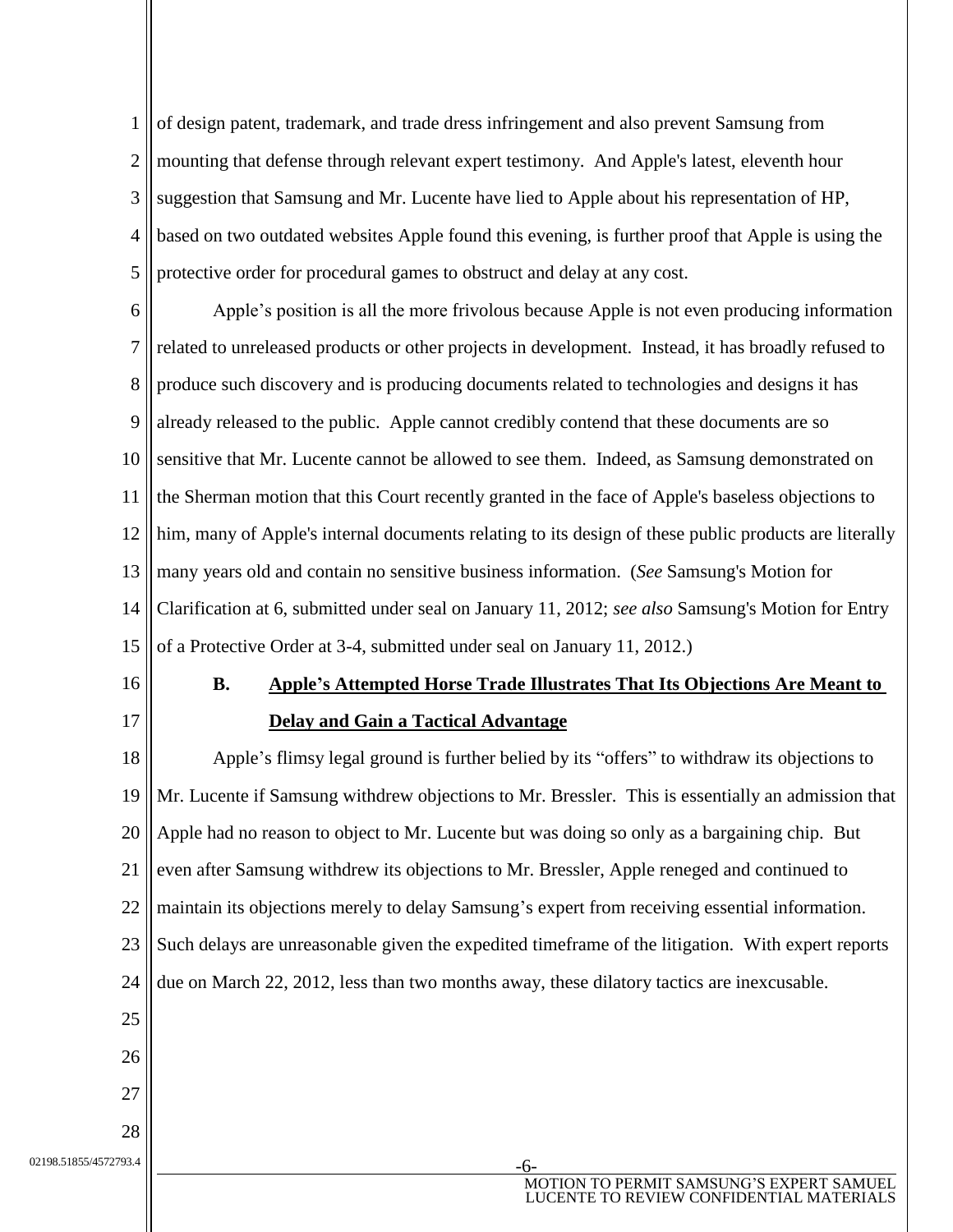of design patent, trademark, and trade dress infringement and also prevent Samsung from mounting that defense through relevant expert testimony. And Apple's latest, eleventh hour suggestion that Samsung and Mr. Lucente have lied to Apple about his representation of HP, based on two outdated websites Apple found this evening, is further proof that Apple is using the protective order for procedural games to obstruct and delay at any cost.

Apple's position is all the more frivolous because Apple is not even producing information related to unreleased products or other projects in development. Instead, it has broadly refused to produce such discovery and is producing documents related to technologies and designs it has already released to the public. Apple cannot credibly contend that these documents are so sensitive that Mr. Lucente cannot be allowed to see them. Indeed, as Samsung demonstrated on the Sherman motion that this Court recently granted in the face of Apple's baseless objections to him, many of Apple's internal documents relating to its design of these public products are literally many years old and contain no sensitive business information. (*See* Samsung's Motion for Clarification at 6, submitted under seal on January 11, 2012; *see also* Samsung's Motion for Entry of a Protective Order at 3-4, submitted under seal on January 11, 2012.)

### B. <u>Apple's Attempted Horse Trade Illustrates That Its Objections Are Meant to Delay and Gain a Tactical Advantage</u>

Apple's flimsy legal ground is further belied by its "offers" to withdraw its objections to Mr. Lucente if Samsung withdrew objections to Mr. Bressler. This is essentially an admission that Apple had no reason to object to Mr. Lucente but was doing so only as a bargaining chip. But even after Samsung withdrew its objections to Mr. Bressler, Apple reneged and continued to maintain its objections merely to delay Samsung's expert from receiving essential information. Such delays are unreasonable given the expedited timeframe of the litigation. With expert reports due on March 22, 2012, less than two months away, these dilatory tactics are inexcusable.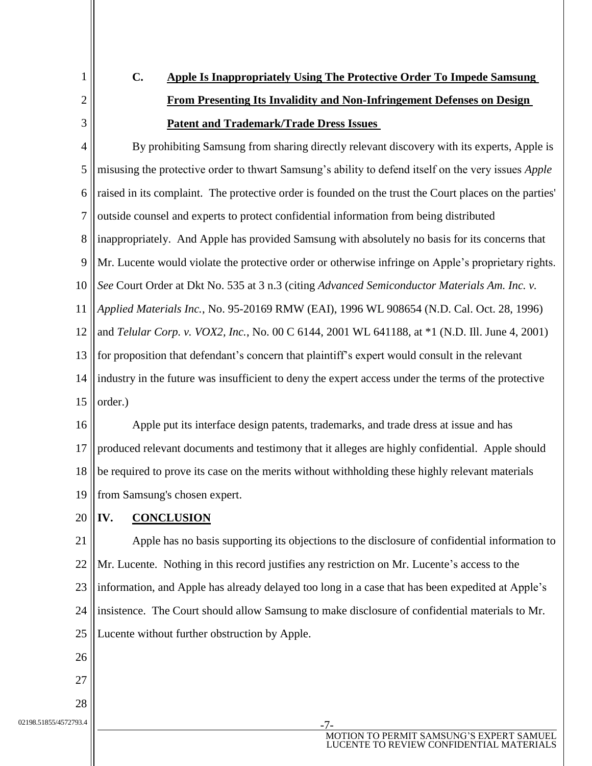### C. Apple Is Inappropriately Using The Protective Order To Impede Samsung From Presenting Its Invalidity and Non-Infringement Defenses on Design Patent and Trademark/Trade Dress Issues

By prohibiting Samsung from sharing directly relevant discovery with its experts, Apple is misusing the protective order to thwart Samsung's ability to defend itself on the very issues *Apple* raised in its complaint. The protective order is founded on the trust the Court places on the parties' outside counsel and experts to protect confidential information from being distributed inappropriately. And Apple has provided Samsung with absolutely no basis for its concerns that Mr. Lucente would violate the protective order or otherwise infringe on Apple's proprietary rights. *See* Court Order at Dkt No. 535 at 3 n.3 (citing *Advanced Semiconductor Materials Am. Inc. v. Applied Materials Inc.*, No. 95-20169 RMW (EAI), 1996 WL 908654 (N.D. Cal. Oct. 28, 1996) and *Telular Corp. v. VOX2, Inc.*, No. 00 C 6144, 2001 WL 641188, at *1 (N.D. Ill. June 4, 2001) for proposition that defendant's concern that plaintiff's expert would consult in the relevant industry in the future was insufficient to deny the expert access under the terms of the protective order.)

Apple put its interface design patents, trademarks, and trade dress at issue and has produced relevant documents and testimony that it alleges are highly confidential. Apple should be required to prove its case on the merits without withholding these highly relevant materials from Samsung's chosen expert.

## IV. CONCLUSION

Apple has no basis supporting its objections to the disclosure of confidential information to Mr. Lucente. Nothing in this record justifies any restriction on Mr. Lucente's access to the information, and Apple has already delayed too long in a case that has been expedited at Apple's insistence. The Court should allow Samsung to make disclosure of confidential materials to Mr. Lucente without further obstruction by Apple.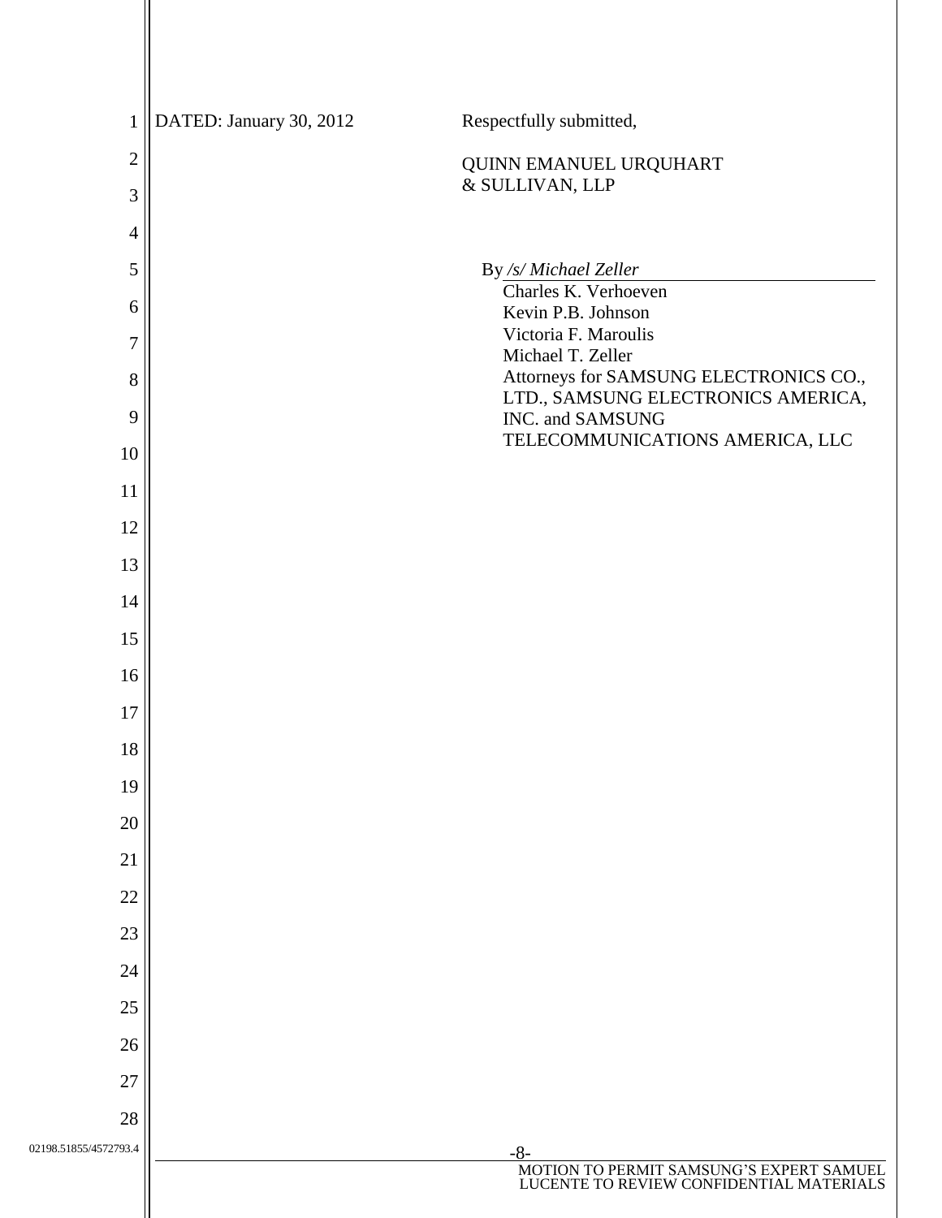DATED: January 30, 2012

Respectfully submitted,

QUINN EMANUEL URQUHART
& SULLIVAN, LLP

By */s/ Michael Zeller*

Charles K. Verhoeven
Kevin P.B. Johnson
Victoria F. Maroulis
Michael T. Zeller
Attorneys for SAMSUNG ELECTRONICS CO., LTD., SAMSUNG ELECTRONICS AMERICA, INC. and SAMSUNG TELECOMMUNICATIONS AMERICA, LLC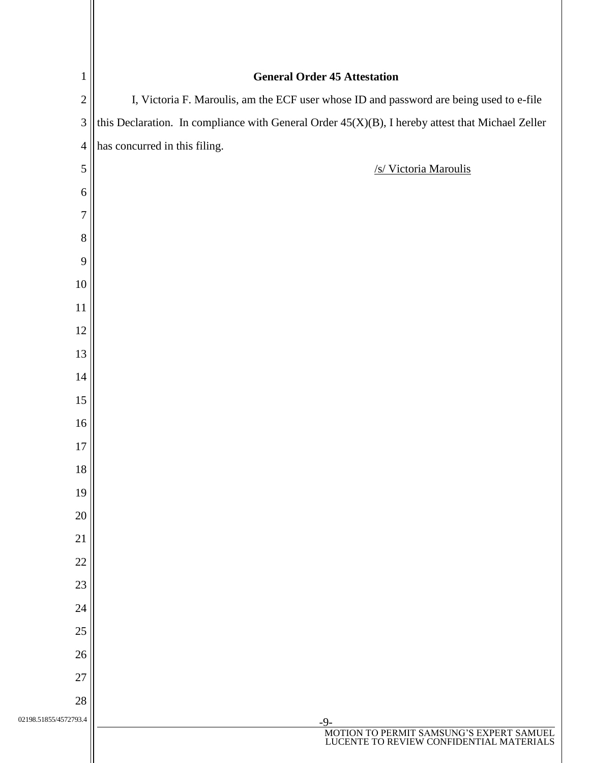**General Order 45 Attestation**

I, Victoria F. Maroulis, am the ECF user whose ID and password are being used to e-file this Declaration. In compliance with General Order 45(X)(B), I hereby attest that Michael Zeller has concurred in this filing.

/s/ Victoria Maroulis